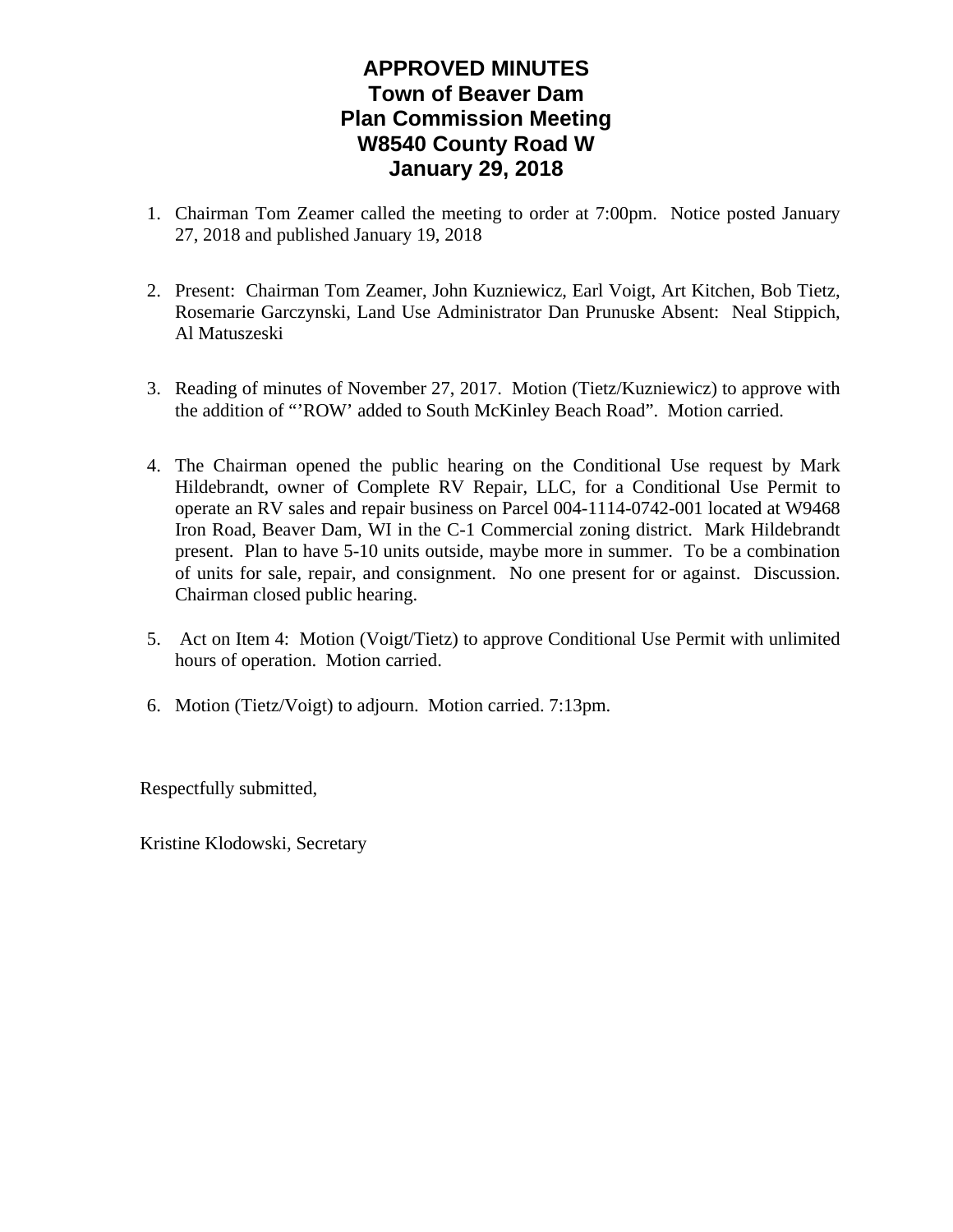# APPROVED MINUTES
# Town of Beaver Dam
# Plan Commission Meeting
# W8540 County Road W
# January 29, 2018

1. Chairman Tom Zeamer called the meeting to order at 7:00pm. Notice posted January 27, 2018 and published January 19, 2018

2. Present: Chairman Tom Zeamer, John Kuzniewicz, Earl Voigt, Art Kitchen, Bob Tietz, Rosemarie Garczynski, Land Use Administrator Dan Prunuske Absent: Neal Stippich, Al Matuszeski

3. Reading of minutes of November 27, 2017. Motion (Tietz/Kuzniewicz) to approve with the addition of "'ROW' added to South McKinley Beach Road". Motion carried.

4. The Chairman opened the public hearing on the Conditional Use request by Mark Hildebrandt, owner of Complete RV Repair, LLC, for a Conditional Use Permit to operate an RV sales and repair business on Parcel 004-1114-0742-001 located at W9468 Iron Road, Beaver Dam, WI in the C-1 Commercial zoning district. Mark Hildebrandt present. Plan to have 5-10 units outside, maybe more in summer. To be a combination of units for sale, repair, and consignment. No one present for or against. Discussion. Chairman closed public hearing.

5. Act on Item 4: Motion (Voigt/Tietz) to approve Conditional Use Permit with unlimited hours of operation. Motion carried.

6. Motion (Tietz/Voigt) to adjourn. Motion carried. 7:13pm.

Respectfully submitted,

Kristine Klodowski, Secretary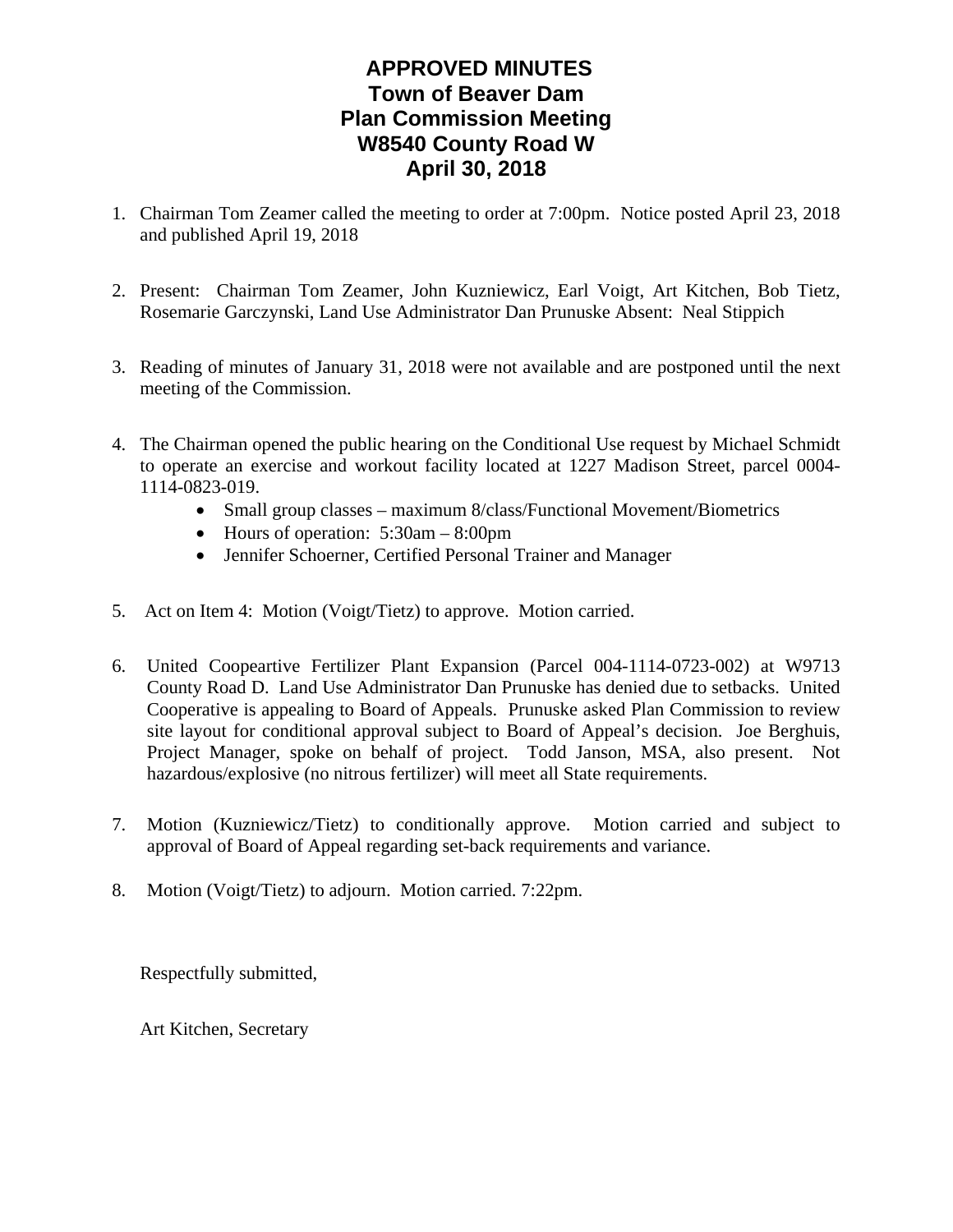# APPROVED MINUTES
# Town of Beaver Dam
# Plan Commission Meeting
# W8540 County Road W
# April 30, 2018

1. Chairman Tom Zeamer called the meeting to order at 7:00pm. Notice posted April 23, 2018 and published April 19, 2018

2. Present: Chairman Tom Zeamer, John Kuzniewicz, Earl Voigt, Art Kitchen, Bob Tietz, Rosemarie Garczynski, Land Use Administrator Dan Prunuske Absent: Neal Stippich

3. Reading of minutes of January 31, 2018 were not available and are postponed until the next meeting of the Commission.

4. The Chairman opened the public hearing on the Conditional Use request by Michael Schmidt to operate an exercise and workout facility located at 1227 Madison Street, parcel 0004-1114-0823-019.
   - Small group classes – maximum 8/class/Functional Movement/Biometrics
   - Hours of operation: 5:30am – 8:00pm
   - Jennifer Schoerner, Certified Personal Trainer and Manager

5. Act on Item 4: Motion (Voigt/Tietz) to approve. Motion carried.

6. United Coopeartive Fertilizer Plant Expansion (Parcel 004-1114-0723-002) at W9713 County Road D. Land Use Administrator Dan Prunuske has denied due to setbacks. United Cooperative is appealing to Board of Appeals. Prunuske asked Plan Commission to review site layout for conditional approval subject to Board of Appeal's decision. Joe Berghuis, Project Manager, spoke on behalf of project. Todd Janson, MSA, also present. Not hazardous/explosive (no nitrous fertilizer) will meet all State requirements.

7. Motion (Kuzniewicz/Tietz) to conditionally approve. Motion carried and subject to approval of Board of Appeal regarding set-back requirements and variance.

8. Motion (Voigt/Tietz) to adjourn. Motion carried. 7:22pm.

Respectfully submitted,

Art Kitchen, Secretary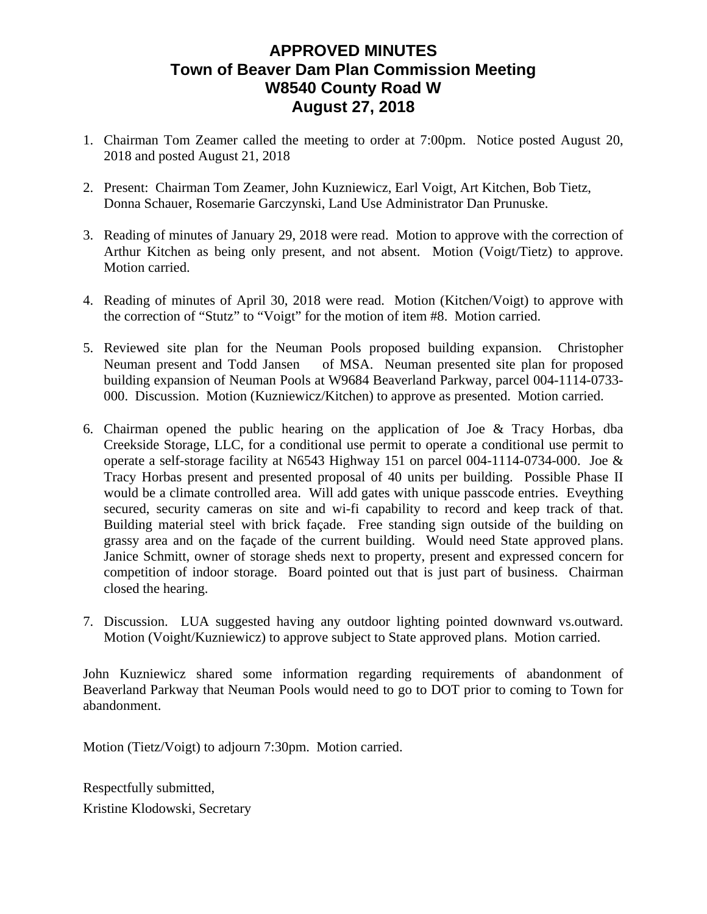# APPROVED MINUTES
## Town of Beaver Dam Plan Commission Meeting
## W8540 County Road W
## August 27, 2018

1. Chairman Tom Zeamer called the meeting to order at 7:00pm. Notice posted August 20, 2018 and posted August 21, 2018

2. Present: Chairman Tom Zeamer, John Kuzniewicz, Earl Voigt, Art Kitchen, Bob Tietz, Donna Schauer, Rosemarie Garczynski, Land Use Administrator Dan Prunuske.

3. Reading of minutes of January 29, 2018 were read. Motion to approve with the correction of Arthur Kitchen as being only present, and not absent. Motion (Voigt/Tietz) to approve. Motion carried.

4. Reading of minutes of April 30, 2018 were read. Motion (Kitchen/Voigt) to approve with the correction of "Stutz" to "Voigt" for the motion of item #8. Motion carried.

5. Reviewed site plan for the Neuman Pools proposed building expansion. Christopher Neuman present and Todd Jansen of MSA. Neuman presented site plan for proposed building expansion of Neuman Pools at W9684 Beaverland Parkway, parcel 004-1114-0733-000. Discussion. Motion (Kuzniewicz/Kitchen) to approve as presented. Motion carried.

6. Chairman opened the public hearing on the application of Joe & Tracy Horbas, dba Creekside Storage, LLC, for a conditional use permit to operate a conditional use permit to operate a self-storage facility at N6543 Highway 151 on parcel 004-1114-0734-000. Joe & Tracy Horbas present and presented proposal of 40 units per building. Possible Phase II would be a climate controlled area. Will add gates with unique passcode entries. Eveything secured, security cameras on site and wi-fi capability to record and keep track of that. Building material steel with brick façade. Free standing sign outside of the building on grassy area and on the façade of the current building. Would need State approved plans. Janice Schmitt, owner of storage sheds next to property, present and expressed concern for competition of indoor storage. Board pointed out that is just part of business. Chairman closed the hearing.

7. Discussion. LUA suggested having any outdoor lighting pointed downward vs.outward. Motion (Voight/Kuzniewicz) to approve subject to State approved plans. Motion carried.

John Kuzniewicz shared some information regarding requirements of abandonment of Beaverland Parkway that Neuman Pools would need to go to DOT prior to coming to Town for abandonment.

Motion (Tietz/Voigt) to adjourn 7:30pm. Motion carried.

Respectfully submitted,

Kristine Klodowski, Secretary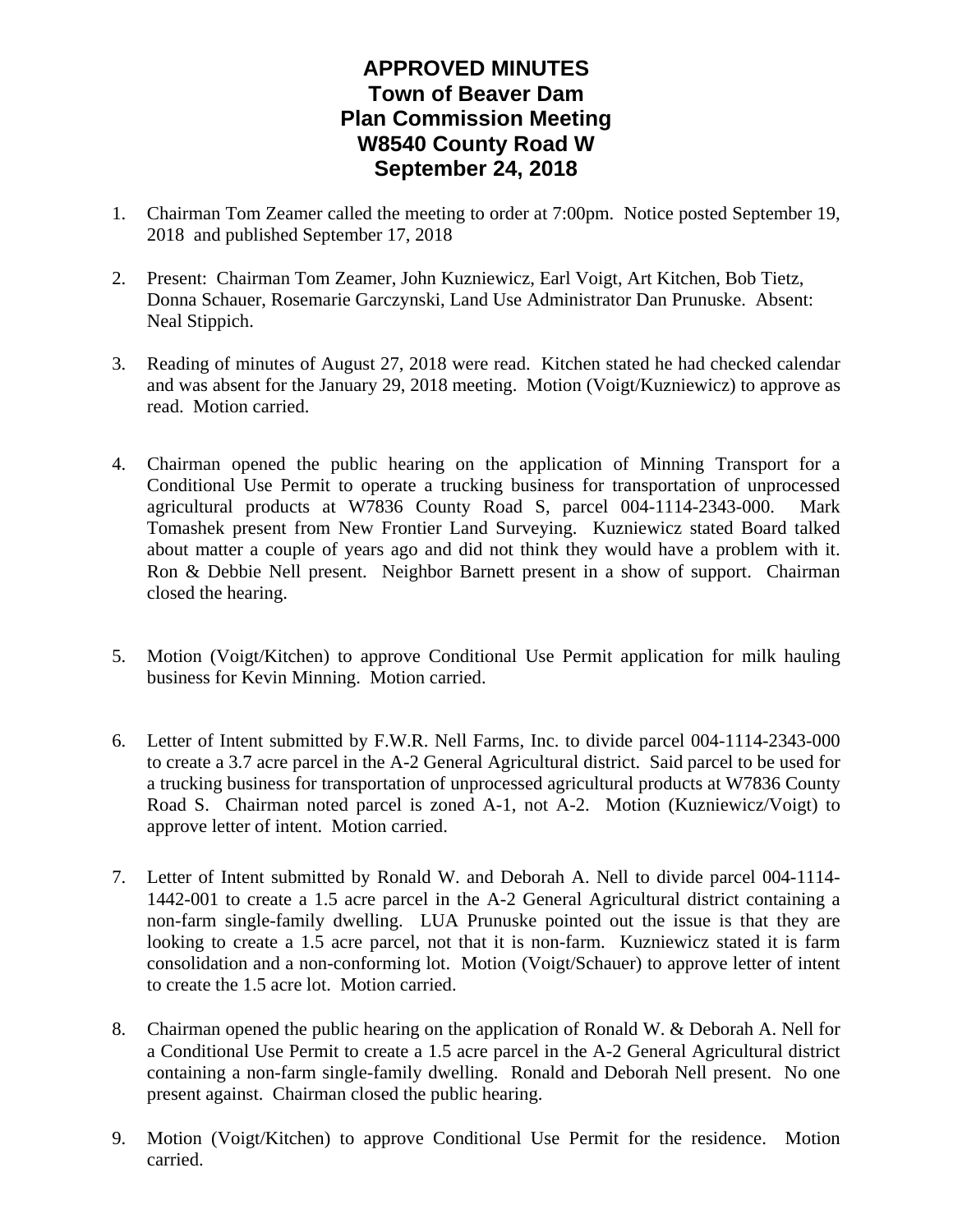# APPROVED MINUTES
# Town of Beaver Dam
# Plan Commission Meeting
# W8540 County Road W
# September 24, 2018

1. Chairman Tom Zeamer called the meeting to order at 7:00pm. Notice posted September 19, 2018 and published September 17, 2018

2. Present: Chairman Tom Zeamer, John Kuzniewicz, Earl Voigt, Art Kitchen, Bob Tietz, Donna Schauer, Rosemarie Garczynski, Land Use Administrator Dan Prunuske. Absent: Neal Stippich.

3. Reading of minutes of August 27, 2018 were read. Kitchen stated he had checked calendar and was absent for the January 29, 2018 meeting. Motion (Voigt/Kuzniewicz) to approve as read. Motion carried.

4. Chairman opened the public hearing on the application of Minning Transport for a Conditional Use Permit to operate a trucking business for transportation of unprocessed agricultural products at W7836 County Road S, parcel 004-1114-2343-000. Mark Tomashek present from New Frontier Land Surveying. Kuzniewicz stated Board talked about matter a couple of years ago and did not think they would have a problem with it. Ron & Debbie Nell present. Neighbor Barnett present in a show of support. Chairman closed the hearing.

5. Motion (Voigt/Kitchen) to approve Conditional Use Permit application for milk hauling business for Kevin Minning. Motion carried.

6. Letter of Intent submitted by F.W.R. Nell Farms, Inc. to divide parcel 004-1114-2343-000 to create a 3.7 acre parcel in the A-2 General Agricultural district. Said parcel to be used for a trucking business for transportation of unprocessed agricultural products at W7836 County Road S. Chairman noted parcel is zoned A-1, not A-2. Motion (Kuzniewicz/Voigt) to approve letter of intent. Motion carried.

7. Letter of Intent submitted by Ronald W. and Deborah A. Nell to divide parcel 004-1114-1442-001 to create a 1.5 acre parcel in the A-2 General Agricultural district containing a non-farm single-family dwelling. LUA Prunuske pointed out the issue is that they are looking to create a 1.5 acre parcel, not that it is non-farm. Kuzniewicz stated it is farm consolidation and a non-conforming lot. Motion (Voigt/Schauer) to approve letter of intent to create the 1.5 acre lot. Motion carried.

8. Chairman opened the public hearing on the application of Ronald W. & Deborah A. Nell for a Conditional Use Permit to create a 1.5 acre parcel in the A-2 General Agricultural district containing a non-farm single-family dwelling. Ronald and Deborah Nell present. No one present against. Chairman closed the public hearing.

9. Motion (Voigt/Kitchen) to approve Conditional Use Permit for the residence. Motion carried.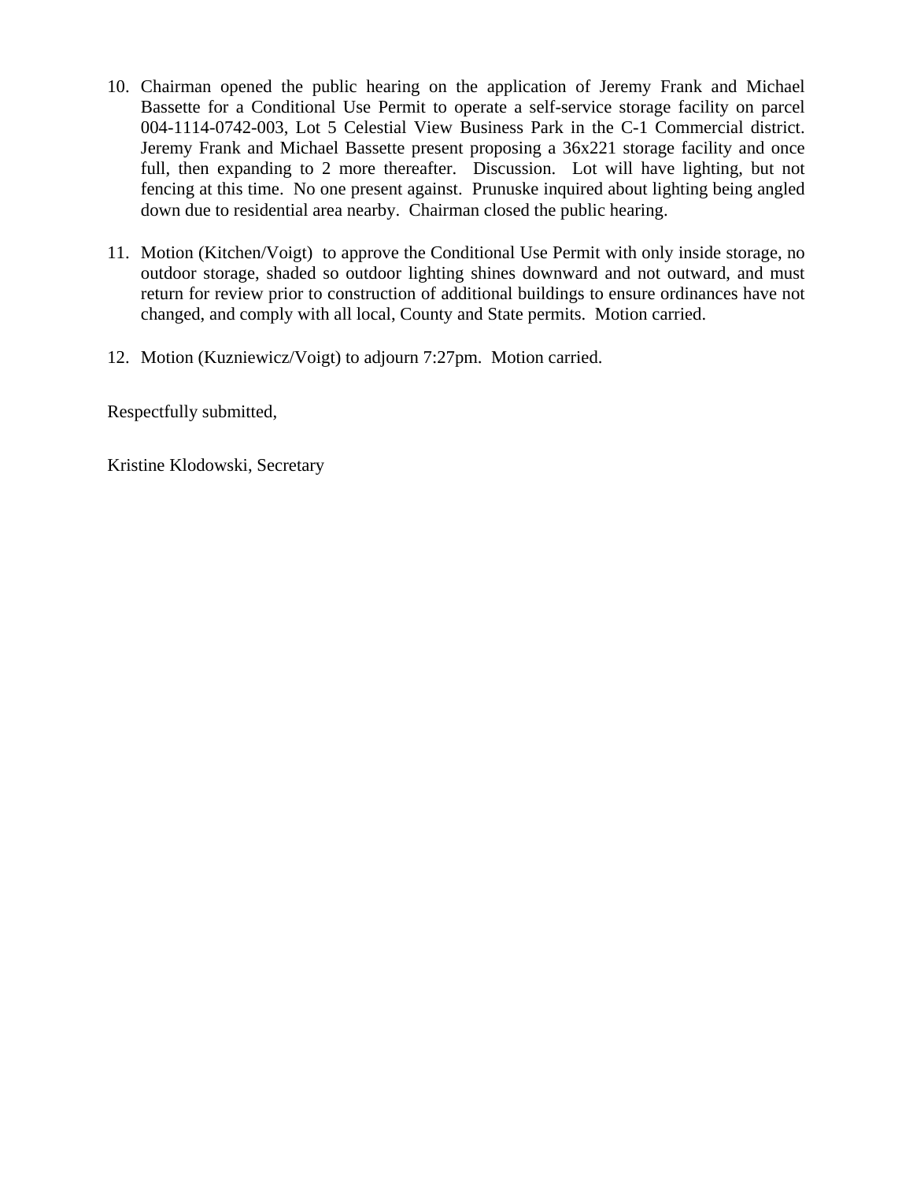10. Chairman opened the public hearing on the application of Jeremy Frank and Michael Bassette for a Conditional Use Permit to operate a self-service storage facility on parcel 004-1114-0742-003, Lot 5 Celestial View Business Park in the C-1 Commercial district. Jeremy Frank and Michael Bassette present proposing a 36x221 storage facility and once full, then expanding to 2 more thereafter. Discussion. Lot will have lighting, but not fencing at this time. No one present against. Prunuske inquired about lighting being angled down due to residential area nearby. Chairman closed the public hearing.

11. Motion (Kitchen/Voigt) to approve the Conditional Use Permit with only inside storage, no outdoor storage, shaded so outdoor lighting shines downward and not outward, and must return for review prior to construction of additional buildings to ensure ordinances have not changed, and comply with all local, County and State permits. Motion carried.

12. Motion (Kuzniewicz/Voigt) to adjourn 7:27pm. Motion carried.

Respectfully submitted,

Kristine Klodowski, Secretary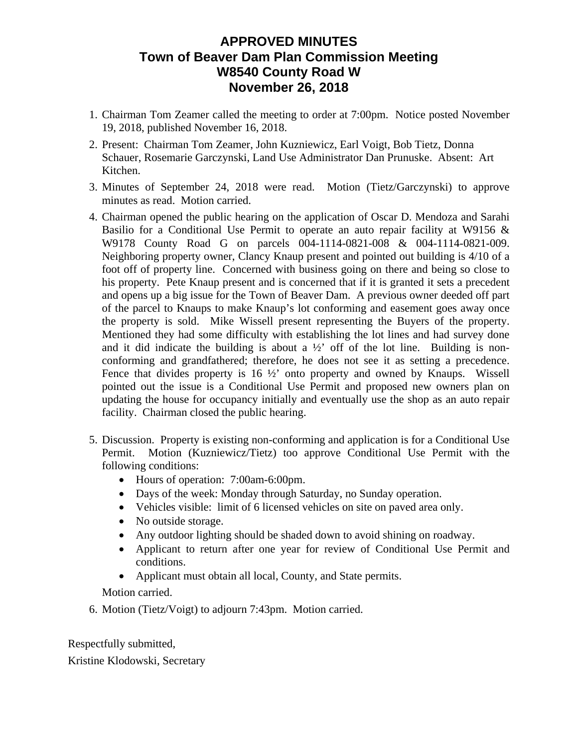# APPROVED MINUTES
# Town of Beaver Dam Plan Commission Meeting
# W8540 County Road W
# November 26, 2018

1. Chairman Tom Zeamer called the meeting to order at 7:00pm. Notice posted November 19, 2018, published November 16, 2018.
2. Present: Chairman Tom Zeamer, John Kuzniewicz, Earl Voigt, Bob Tietz, Donna Schauer, Rosemarie Garczynski, Land Use Administrator Dan Prunuske. Absent: Art Kitchen.
3. Minutes of September 24, 2018 were read. Motion (Tietz/Garczynski) to approve minutes as read. Motion carried.
4. Chairman opened the public hearing on the application of Oscar D. Mendoza and Sarahi Basilio for a Conditional Use Permit to operate an auto repair facility at W9156 & W9178 County Road G on parcels 004-1114-0821-008 & 004-1114-0821-009. Neighboring property owner, Clancy Knaup present and pointed out building is 4/10 of a foot off of property line. Concerned with business going on there and being so close to his property. Pete Knaup present and is concerned that if it is granted it sets a precedent and opens up a big issue for the Town of Beaver Dam. A previous owner deeded off part of the parcel to Knaups to make Knaup's lot conforming and easement goes away once the property is sold. Mike Wissell present representing the Buyers of the property. Mentioned they had some difficulty with establishing the lot lines and had survey done and it did indicate the building is about a ½' off of the lot line. Building is non-conforming and grandfathered; therefore, he does not see it as setting a precedence. Fence that divides property is 16 ½' onto property and owned by Knaups. Wissell pointed out the issue is a Conditional Use Permit and proposed new owners plan on updating the house for occupancy initially and eventually use the shop as an auto repair facility. Chairman closed the public hearing.
5. Discussion. Property is existing non-conforming and application is for a Conditional Use Permit. Motion (Kuzniewicz/Tietz) too approve Conditional Use Permit with the following conditions:
   - Hours of operation: 7:00am-6:00pm.
   - Days of the week: Monday through Saturday, no Sunday operation.
   - Vehicles visible: limit of 6 licensed vehicles on site on paved area only.
   - No outside storage.
   - Any outdoor lighting should be shaded down to avoid shining on roadway.
   - Applicant to return after one year for review of Conditional Use Permit and conditions.
   - Applicant must obtain all local, County, and State permits.

   Motion carried.
6. Motion (Tietz/Voigt) to adjourn 7:43pm. Motion carried.

Respectfully submitted,

Kristine Klodowski, Secretary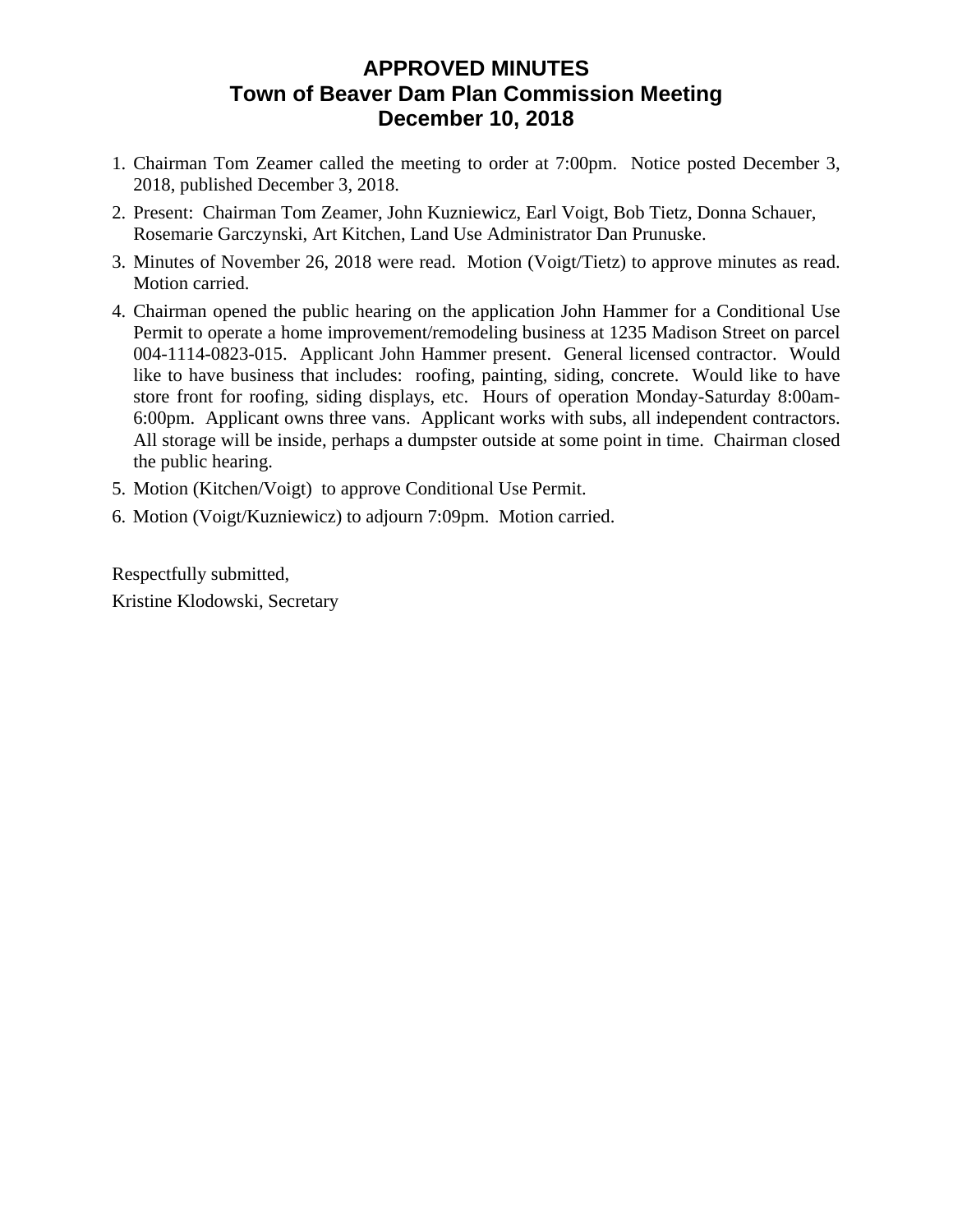# APPROVED MINUTES
## Town of Beaver Dam Plan Commission Meeting
## December 10, 2018

1. Chairman Tom Zeamer called the meeting to order at 7:00pm. Notice posted December 3, 2018, published December 3, 2018.
2. Present: Chairman Tom Zeamer, John Kuzniewicz, Earl Voigt, Bob Tietz, Donna Schauer, Rosemarie Garczynski, Art Kitchen, Land Use Administrator Dan Prunuske.
3. Minutes of November 26, 2018 were read. Motion (Voigt/Tietz) to approve minutes as read. Motion carried.
4. Chairman opened the public hearing on the application John Hammer for a Conditional Use Permit to operate a home improvement/remodeling business at 1235 Madison Street on parcel 004-1114-0823-015. Applicant John Hammer present. General licensed contractor. Would like to have business that includes: roofing, painting, siding, concrete. Would like to have store front for roofing, siding displays, etc. Hours of operation Monday-Saturday 8:00am-6:00pm. Applicant owns three vans. Applicant works with subs, all independent contractors. All storage will be inside, perhaps a dumpster outside at some point in time. Chairman closed the public hearing.
5. Motion (Kitchen/Voigt) to approve Conditional Use Permit.
6. Motion (Voigt/Kuzniewicz) to adjourn 7:09pm. Motion carried.

Respectfully submitted,
Kristine Klodowski, Secretary